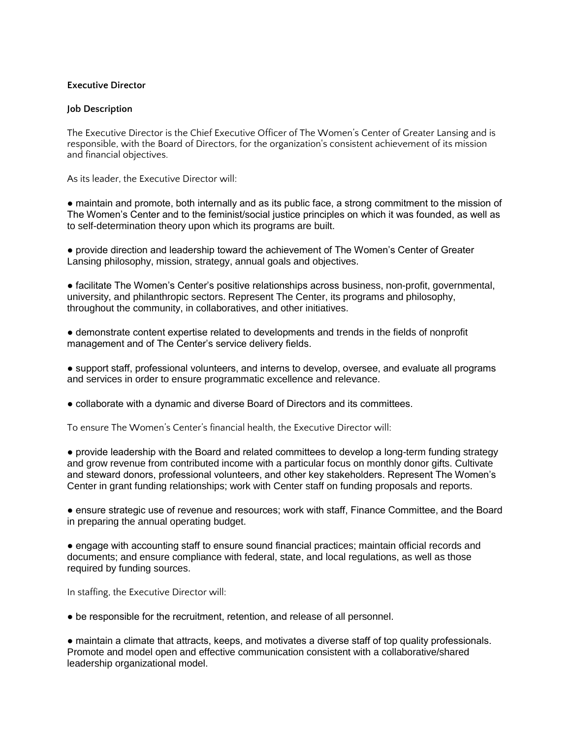**Executive Director**

**Job Description**

The Executive Director is the Chief Executive Officer of The Women's Center of Greater Lansing and is responsible, with the Board of Directors, for the organization's consistent achievement of its mission and financial objectives.

As its leader, the Executive Director will:

- maintain and promote, both internally and as its public face, a strong commitment to the mission of The Women's Center and to the feminist/social justice principles on which it was founded, as well as to self-determination theory upon which its programs are built.

- provide direction and leadership toward the achievement of The Women's Center of Greater Lansing philosophy, mission, strategy, annual goals and objectives.

- facilitate The Women's Center's positive relationships across business, non-profit, governmental, university, and philanthropic sectors. Represent The Center, its programs and philosophy, throughout the community, in collaboratives, and other initiatives.

- demonstrate content expertise related to developments and trends in the fields of nonprofit management and of The Center's service delivery fields.

- support staff, professional volunteers, and interns to develop, oversee, and evaluate all programs and services in order to ensure programmatic excellence and relevance.

- collaborate with a dynamic and diverse Board of Directors and its committees.

To ensure The Women's Center's financial health, the Executive Director will:

- provide leadership with the Board and related committees to develop a long-term funding strategy and grow revenue from contributed income with a particular focus on monthly donor gifts. Cultivate and steward donors, professional volunteers, and other key stakeholders. Represent The Women's Center in grant funding relationships; work with Center staff on funding proposals and reports.

- ensure strategic use of revenue and resources; work with staff, Finance Committee, and the Board in preparing the annual operating budget.

- engage with accounting staff to ensure sound financial practices; maintain official records and documents; and ensure compliance with federal, state, and local regulations, as well as those required by funding sources.

In staffing, the Executive Director will:

- be responsible for the recruitment, retention, and release of all personnel.

- maintain a climate that attracts, keeps, and motivates a diverse staff of top quality professionals. Promote and model open and effective communication consistent with a collaborative/shared leadership organizational model.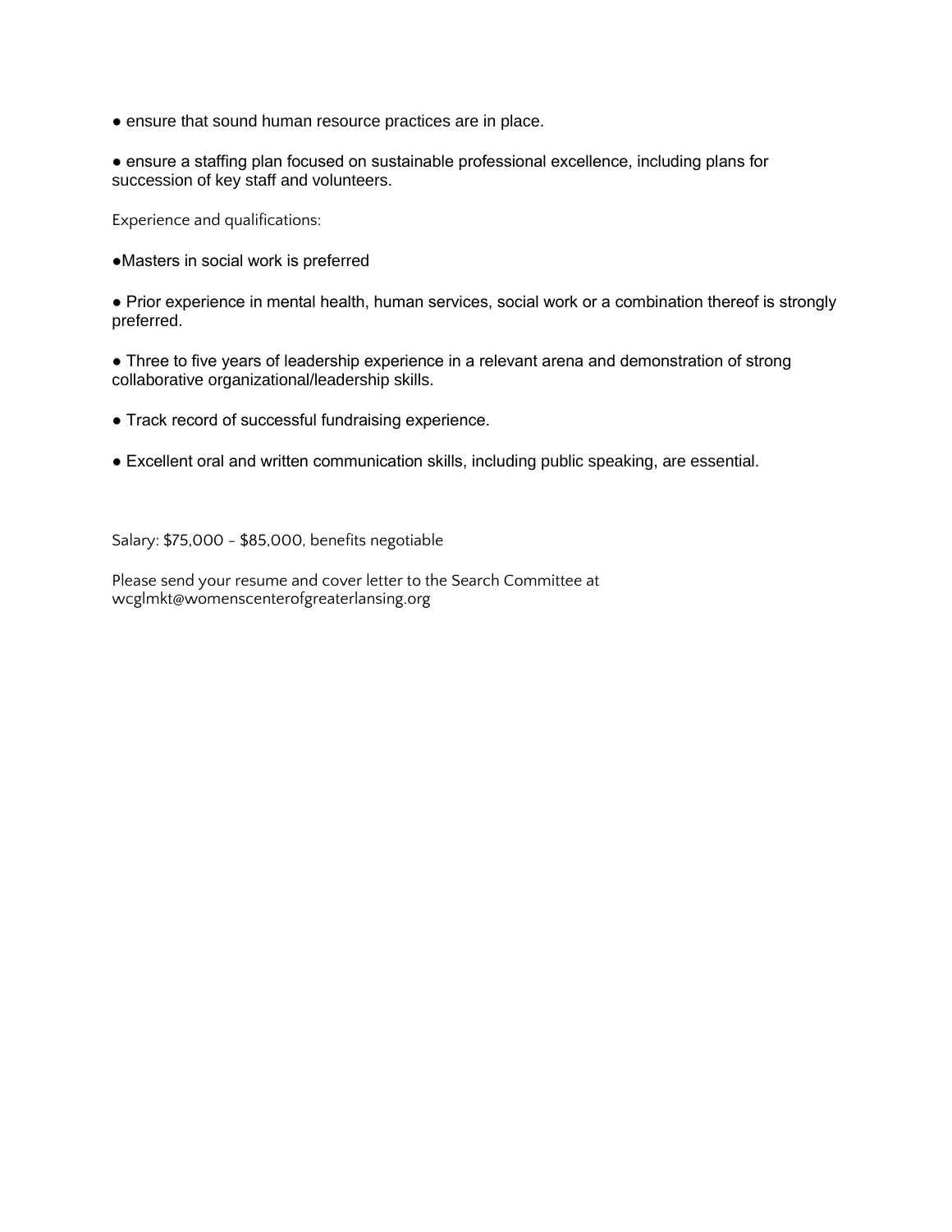- ensure that sound human resource practices are in place.

- ensure a staffing plan focused on sustainable professional excellence, including plans for succession of key staff and volunteers.

Experience and qualifications:

- Masters in social work is preferred

- Prior experience in mental health, human services, social work or a combination thereof is strongly preferred.

- Three to five years of leadership experience in a relevant arena and demonstration of strong collaborative organizational/leadership skills.

- Track record of successful fundraising experience.

- Excellent oral and written communication skills, including public speaking, are essential.

Salary: $75,000 - $85,000, benefits negotiable

Please send your resume and cover letter to the Search Committee at wcglmkt@womenscenterofgreaterlansing.org